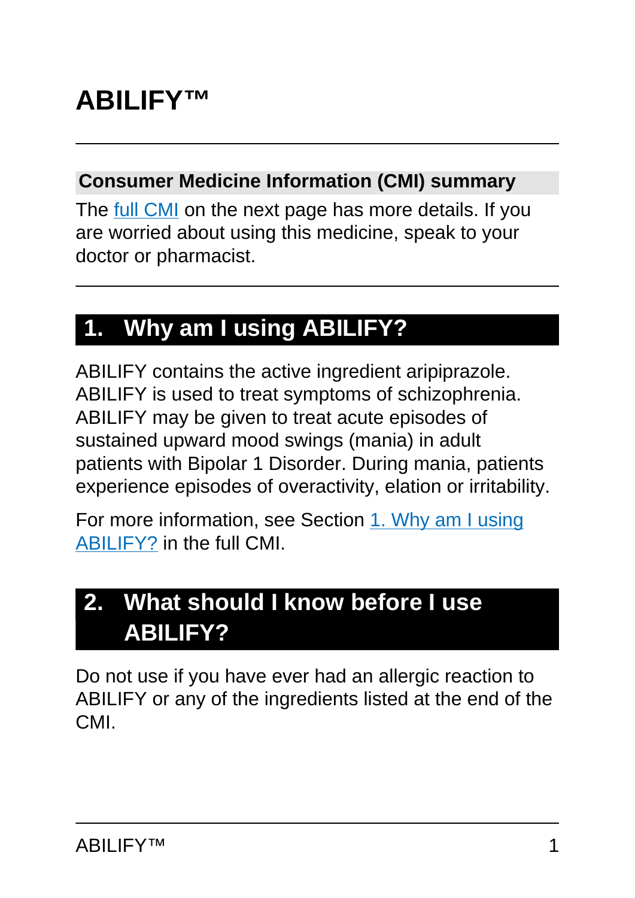# ABILIFY™

## Consumer Medicine Information (CMI) summary

The full CMI on the next page has more details. If you are worried about using this medicine, speak to your doctor or pharmacist.

## 1. Why am I using ABILIFY?

ABILIFY contains the active ingredient aripiprazole. ABILIFY is used to treat symptoms of schizophrenia. ABILIFY may be given to treat acute episodes of sustained upward mood swings (mania) in adult patients with Bipolar 1 Disorder. During mania, patients experience episodes of overactivity, elation or irritability.

For more information, see Section 1. Why am I using ABILIFY? in the full CMI.

## 2. What should I know before I use ABILIFY?

Do not use if you have ever had an allergic reaction to ABILIFY or any of the ingredients listed at the end of the CMI.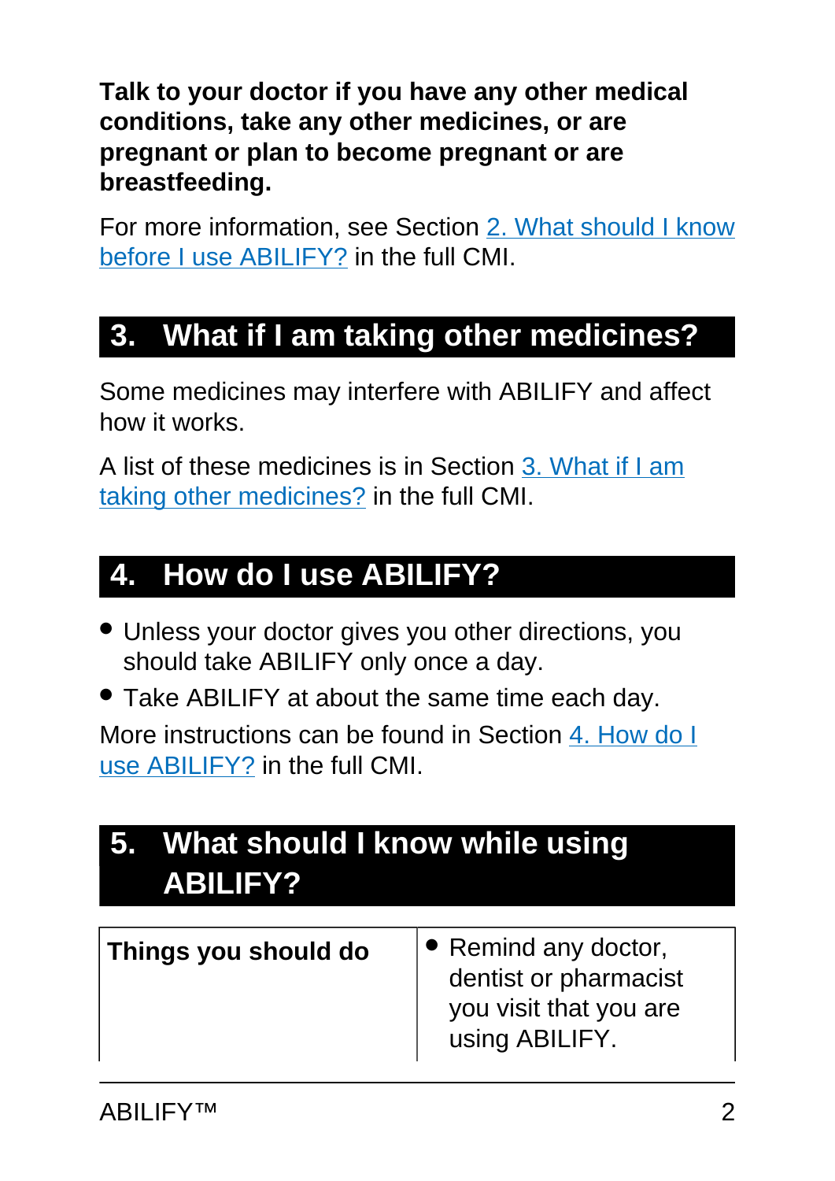**Talk to your doctor if you have any other medical conditions, take any other medicines, or are pregnant or plan to become pregnant or are breastfeeding.**

For more information, see Section 2. What should I know before I use ABILIFY? in the full CMI.

## 3. What if I am taking other medicines?

Some medicines may interfere with ABILIFY and affect how it works.

A list of these medicines is in Section 3. What if I am taking other medicines? in the full CMI.

## 4. How do I use ABILIFY?

- Unless your doctor gives you other directions, you should take ABILIFY only once a day.
- Take ABILIFY at about the same time each day.

More instructions can be found in Section 4. How do I use ABILIFY? in the full CMI.

## 5. What should I know while using ABILIFY?

| | |
|---|---|
| **Things you should do** | • Remind any doctor, dentist or pharmacist you visit that you are using ABILIFY. |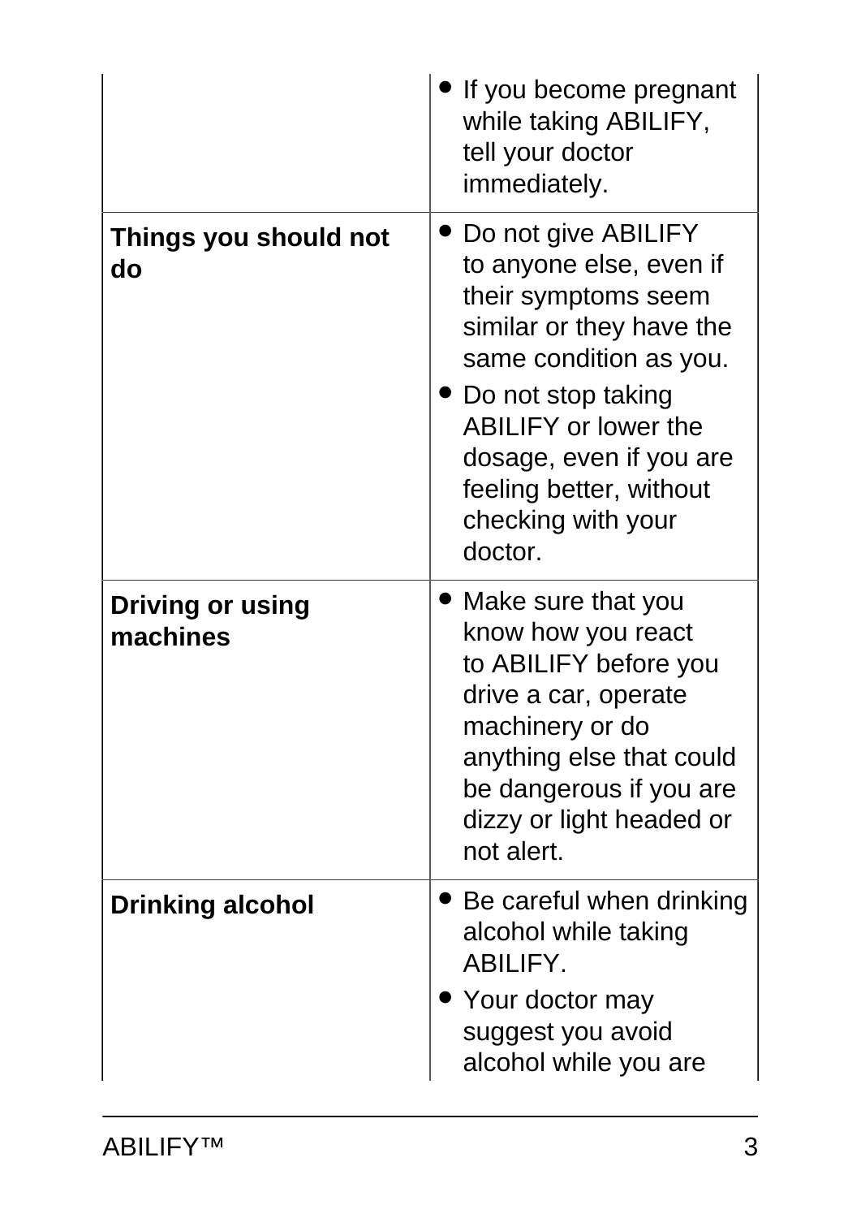| | |
|---|---|
| | • If you become pregnant while taking ABILIFY, tell your doctor immediately. |
| **Things you should not do** | • Do not give ABILIFY to anyone else, even if their symptoms seem similar or they have the same condition as you.<br>• Do not stop taking ABILIFY or lower the dosage, even if you are feeling better, without checking with your doctor. |
| **Driving or using machines** | • Make sure that you know how you react to ABILIFY before you drive a car, operate machinery or do anything else that could be dangerous if you are dizzy or light headed or not alert. |
| **Drinking alcohol** | • Be careful when drinking alcohol while taking ABILIFY.<br>• Your doctor may suggest you avoid alcohol while you are |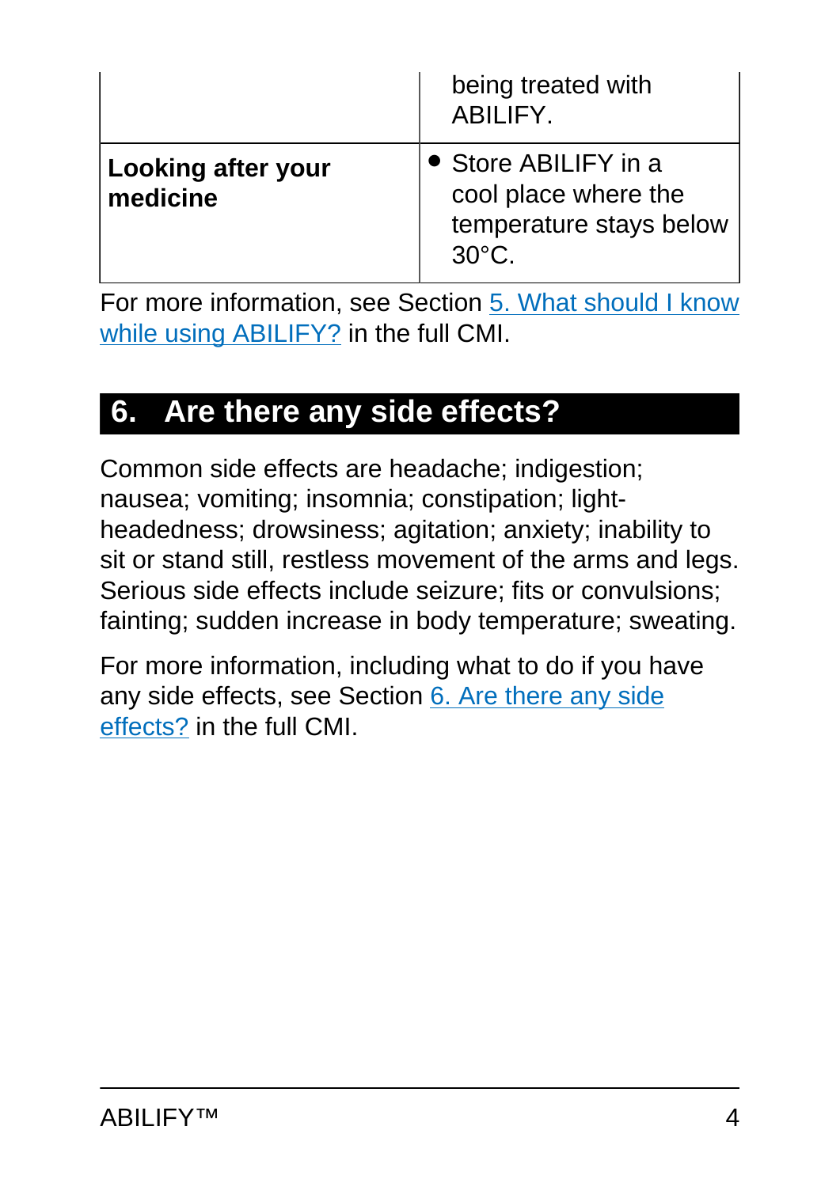| | |
|---|---|
| | being treated with ABILIFY. |
| **Looking after your medicine** | • Store ABILIFY in a cool place where the temperature stays below 30°C. |

For more information, see Section 5. What should I know while using ABILIFY? in the full CMI.

## 6. Are there any side effects?

Common side effects are headache; indigestion; nausea; vomiting; insomnia; constipation; light-headedness; drowsiness; agitation; anxiety; inability to sit or stand still, restless movement of the arms and legs. Serious side effects include seizure; fits or convulsions; fainting; sudden increase in body temperature; sweating.

For more information, including what to do if you have any side effects, see Section 6. Are there any side effects? in the full CMI.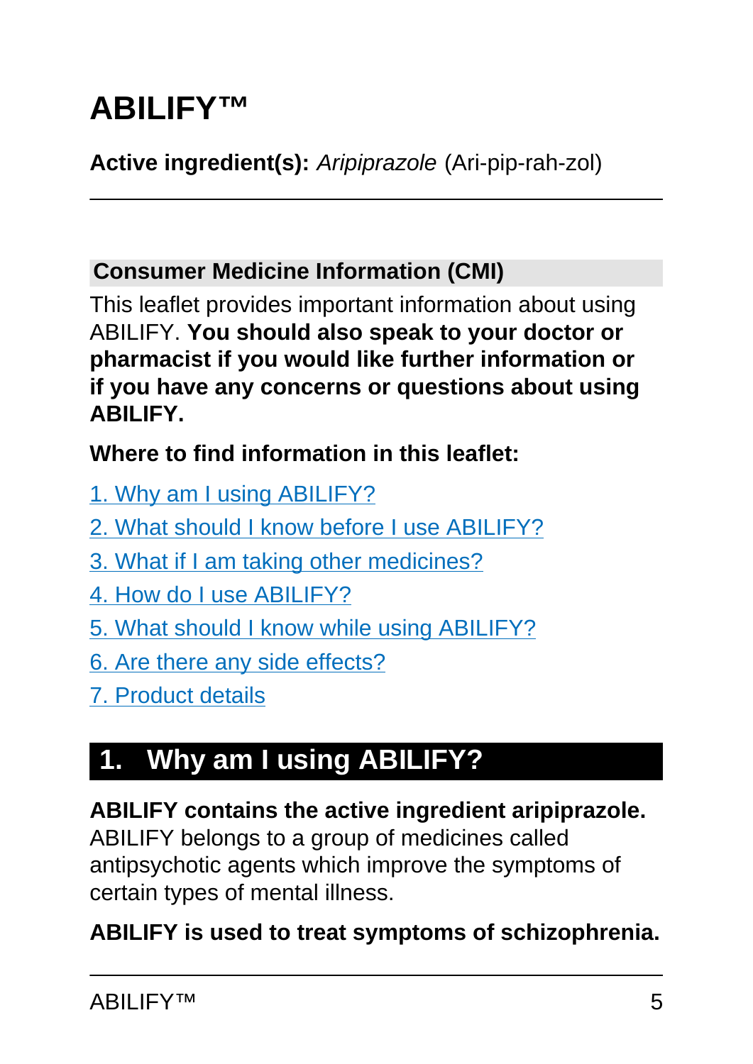# ABILIFY™

**Active ingredient(s):** *Aripiprazole* (Ari-pip-rah-zol)

---

## Consumer Medicine Information (CMI)

This leaflet provides important information about using ABILIFY. **You should also speak to your doctor or pharmacist if you would like further information or if you have any concerns or questions about using ABILIFY.**

**Where to find information in this leaflet:**

1. Why am I using ABILIFY?
2. What should I know before I use ABILIFY?
3. What if I am taking other medicines?
4. How do I use ABILIFY?
5. What should I know while using ABILIFY?
6. Are there any side effects?
7. Product details

## 1. Why am I using ABILIFY?

**ABILIFY contains the active ingredient aripiprazole.** ABILIFY belongs to a group of medicines called antipsychotic agents which improve the symptoms of certain types of mental illness.

**ABILIFY is used to treat symptoms of schizophrenia.**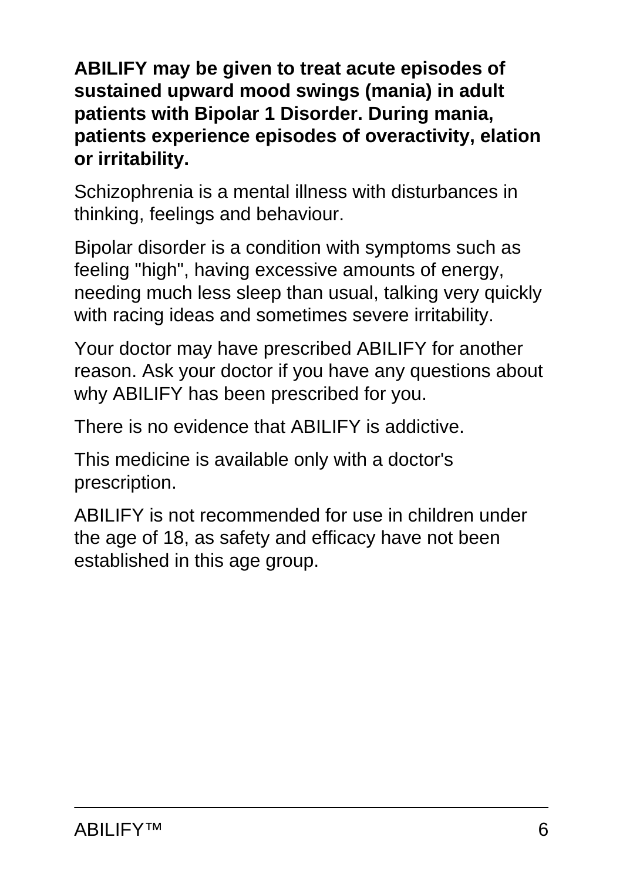**ABILIFY may be given to treat acute episodes of sustained upward mood swings (mania) in adult patients with Bipolar 1 Disorder. During mania, patients experience episodes of overactivity, elation or irritability.**

Schizophrenia is a mental illness with disturbances in thinking, feelings and behaviour.

Bipolar disorder is a condition with symptoms such as feeling "high", having excessive amounts of energy, needing much less sleep than usual, talking very quickly with racing ideas and sometimes severe irritability.

Your doctor may have prescribed ABILIFY for another reason. Ask your doctor if you have any questions about why ABILIFY has been prescribed for you.

There is no evidence that ABILIFY is addictive.

This medicine is available only with a doctor's prescription.

ABILIFY is not recommended for use in children under the age of 18, as safety and efficacy have not been established in this age group.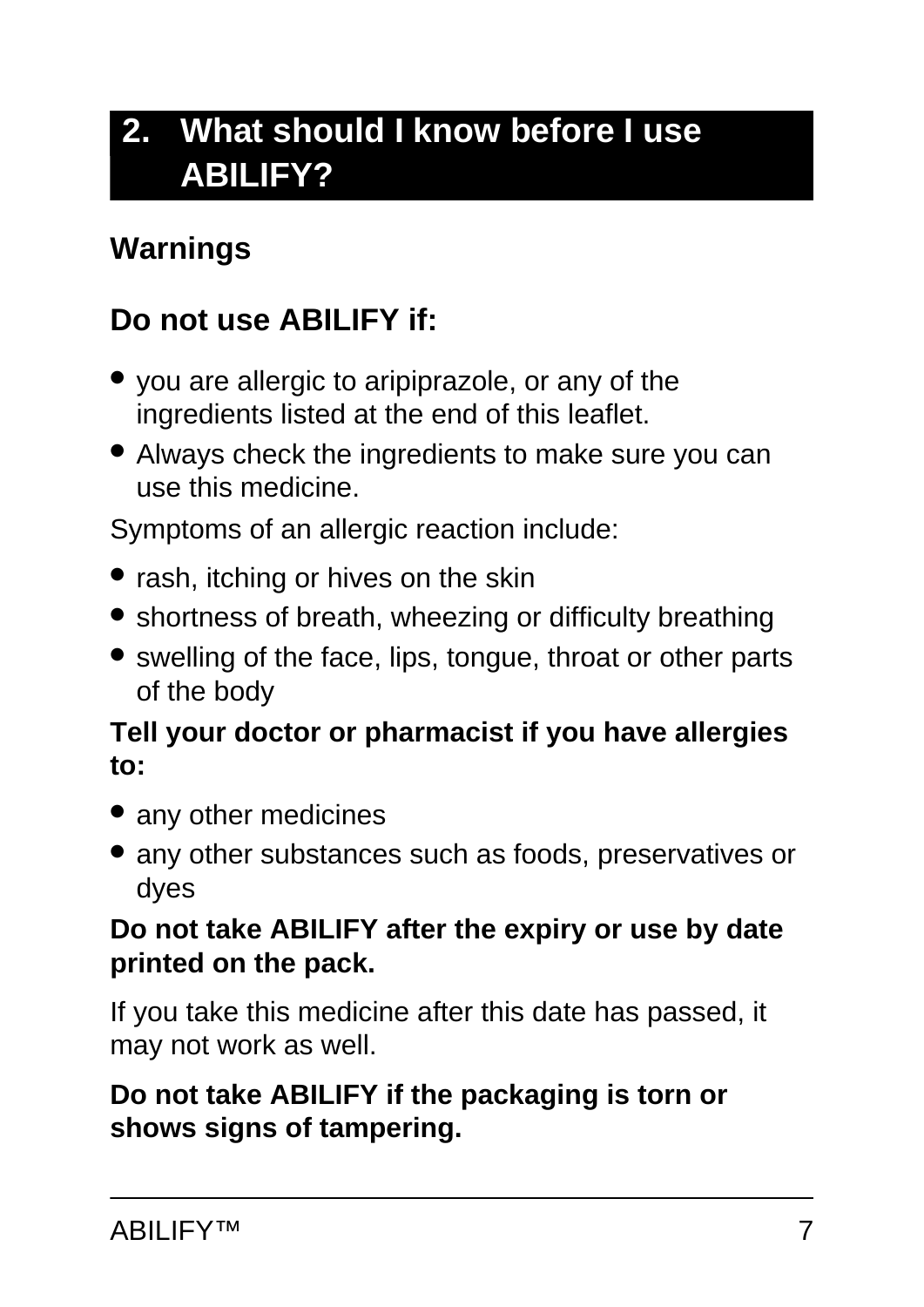## 2. What should I know before I use ABILIFY?

### Warnings

### Do not use ABILIFY if:

- you are allergic to aripiprazole, or any of the ingredients listed at the end of this leaflet.
- Always check the ingredients to make sure you can use this medicine.

Symptoms of an allergic reaction include:

- rash, itching or hives on the skin
- shortness of breath, wheezing or difficulty breathing
- swelling of the face, lips, tongue, throat or other parts of the body

**Tell your doctor or pharmacist if you have allergies to:**

- any other medicines
- any other substances such as foods, preservatives or dyes

**Do not take ABILIFY after the expiry or use by date printed on the pack.**

If you take this medicine after this date has passed, it may not work as well.

**Do not take ABILIFY if the packaging is torn or shows signs of tampering.**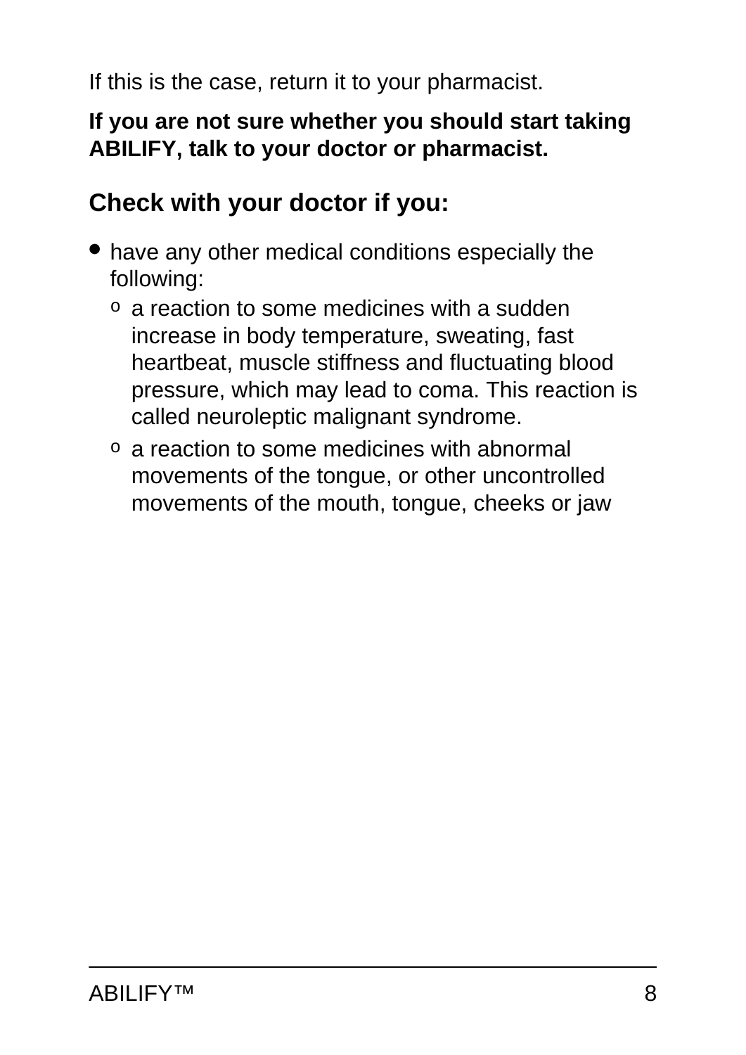If this is the case, return it to your pharmacist.

**If you are not sure whether you should start taking ABILIFY, talk to your doctor or pharmacist.**

## Check with your doctor if you:

- have any other medical conditions especially the following:
    - a reaction to some medicines with a sudden increase in body temperature, sweating, fast heartbeat, muscle stiffness and fluctuating blood pressure, which may lead to coma. This reaction is called neuroleptic malignant syndrome.
    - a reaction to some medicines with abnormal movements of the tongue, or other uncontrolled movements of the mouth, tongue, cheeks or jaw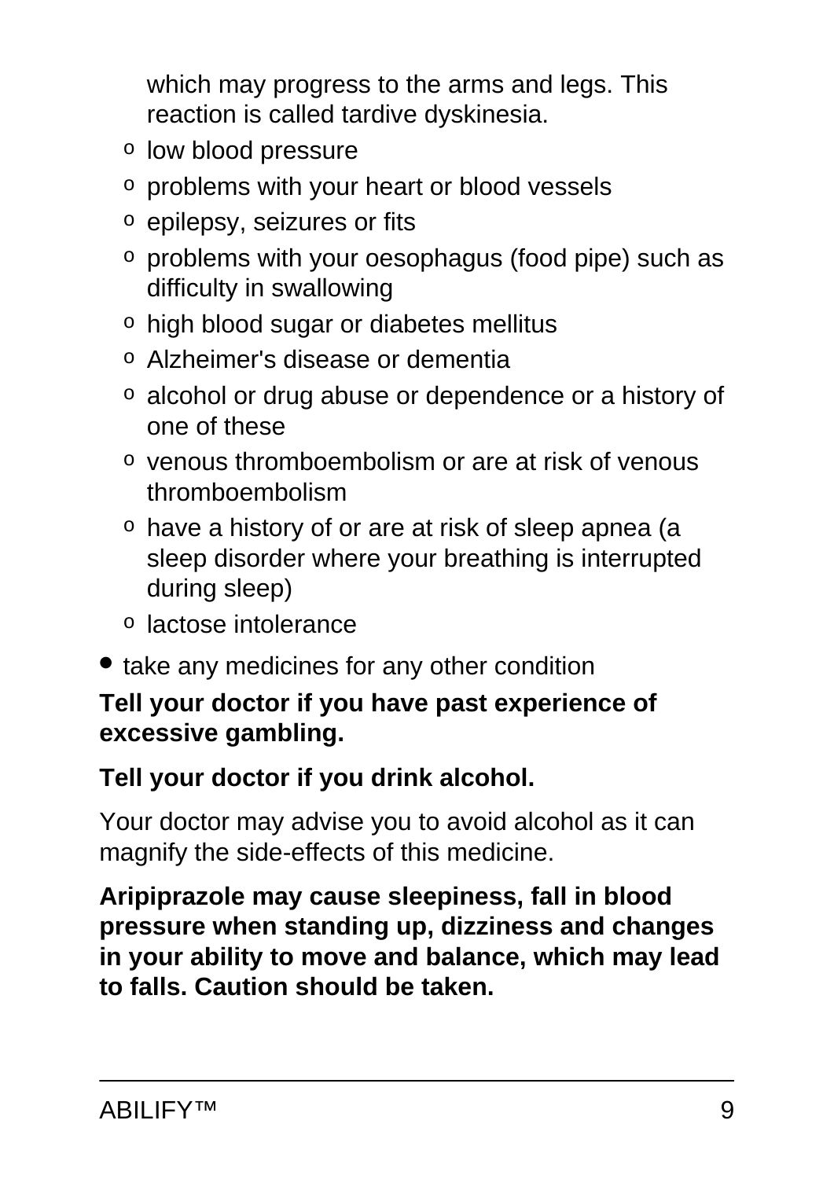which may progress to the arms and legs. This reaction is called tardive dyskinesia.

    - low blood pressure
    - problems with your heart or blood vessels
    - epilepsy, seizures or fits
    - problems with your oesophagus (food pipe) such as difficulty in swallowing
    - high blood sugar or diabetes mellitus
    - Alzheimer's disease or dementia
    - alcohol or drug abuse or dependence or a history of one of these
    - venous thromboembolism or are at risk of venous thromboembolism
    - have a history of or are at risk of sleep apnea (a sleep disorder where your breathing is interrupted during sleep)
    - lactose intolerance

- take any medicines for any other condition

**Tell your doctor if you have past experience of excessive gambling.**

**Tell your doctor if you drink alcohol.**

Your doctor may advise you to avoid alcohol as it can magnify the side-effects of this medicine.

**Aripiprazole may cause sleepiness, fall in blood pressure when standing up, dizziness and changes in your ability to move and balance, which may lead to falls. Caution should be taken.**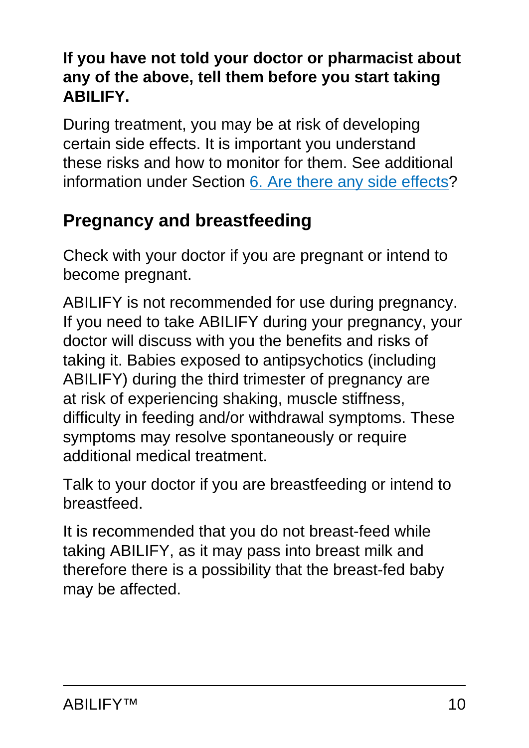**If you have not told your doctor or pharmacist about any of the above, tell them before you start taking ABILIFY.**

During treatment, you may be at risk of developing certain side effects. It is important you understand these risks and how to monitor for them. See additional information under Section 6. Are there any side effects?

## Pregnancy and breastfeeding

Check with your doctor if you are pregnant or intend to become pregnant.

ABILIFY is not recommended for use during pregnancy. If you need to take ABILIFY during your pregnancy, your doctor will discuss with you the benefits and risks of taking it. Babies exposed to antipsychotics (including ABILIFY) during the third trimester of pregnancy are at risk of experiencing shaking, muscle stiffness, difficulty in feeding and/or withdrawal symptoms. These symptoms may resolve spontaneously or require additional medical treatment.

Talk to your doctor if you are breastfeeding or intend to breastfeed.

It is recommended that you do not breast-feed while taking ABILIFY, as it may pass into breast milk and therefore there is a possibility that the breast-fed baby may be affected.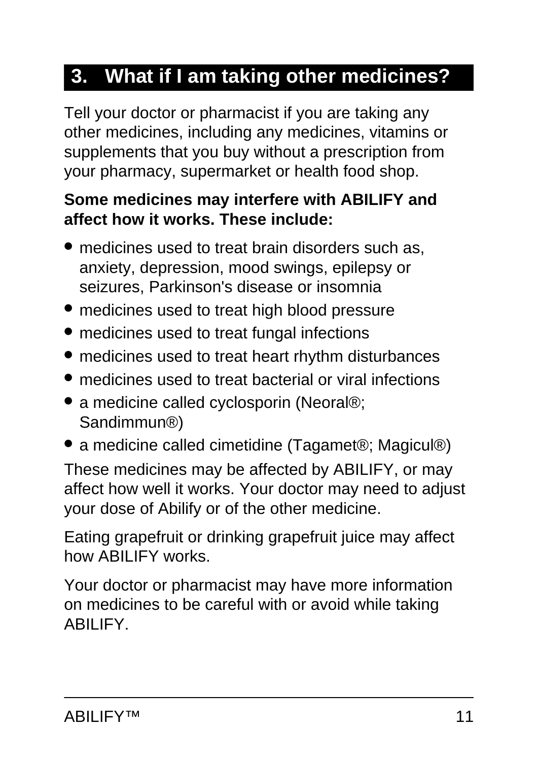## 3. What if I am taking other medicines?

Tell your doctor or pharmacist if you are taking any other medicines, including any medicines, vitamins or supplements that you buy without a prescription from your pharmacy, supermarket or health food shop.

**Some medicines may interfere with ABILIFY and affect how it works. These include:**

- medicines used to treat brain disorders such as, anxiety, depression, mood swings, epilepsy or seizures, Parkinson's disease or insomnia
- medicines used to treat high blood pressure
- medicines used to treat fungal infections
- medicines used to treat heart rhythm disturbances
- medicines used to treat bacterial or viral infections
- a medicine called cyclosporin (Neoral®; Sandimmun®)
- a medicine called cimetidine (Tagamet®; Magicul®)

These medicines may be affected by ABILIFY, or may affect how well it works. Your doctor may need to adjust your dose of Abilify or of the other medicine.

Eating grapefruit or drinking grapefruit juice may affect how ABILIFY works.

Your doctor or pharmacist may have more information on medicines to be careful with or avoid while taking ABILIFY.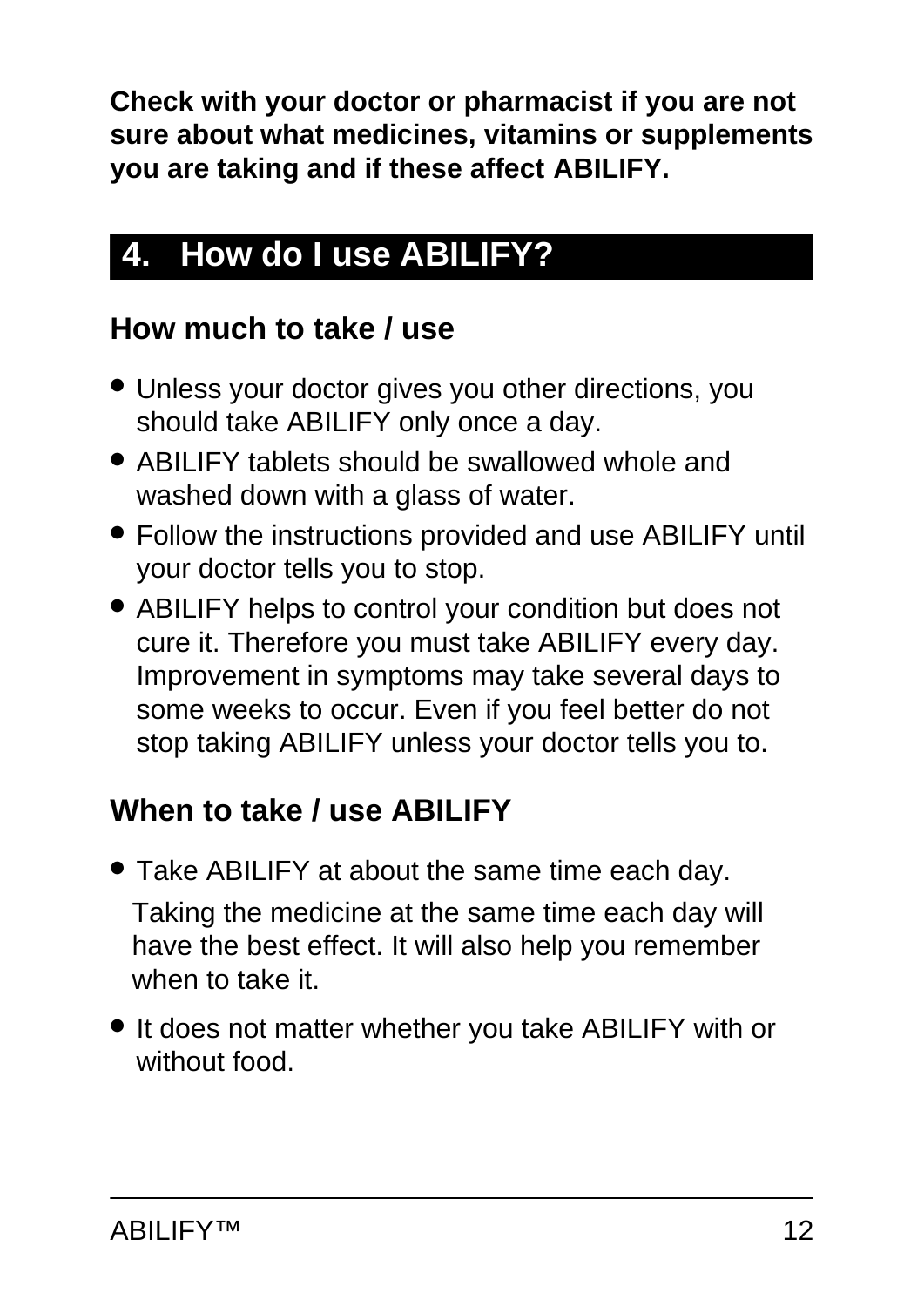**Check with your doctor or pharmacist if you are not sure about what medicines, vitamins or supplements you are taking and if these affect ABILIFY.**

## 4. How do I use ABILIFY?

### How much to take / use

- Unless your doctor gives you other directions, you should take ABILIFY only once a day.
- ABILIFY tablets should be swallowed whole and washed down with a glass of water.
- Follow the instructions provided and use ABILIFY until your doctor tells you to stop.
- ABILIFY helps to control your condition but does not cure it. Therefore you must take ABILIFY every day. Improvement in symptoms may take several days to some weeks to occur. Even if you feel better do not stop taking ABILIFY unless your doctor tells you to.

### When to take / use ABILIFY

- Take ABILIFY at about the same time each day.

  Taking the medicine at the same time each day will have the best effect. It will also help you remember when to take it.

- It does not matter whether you take ABILIFY with or without food.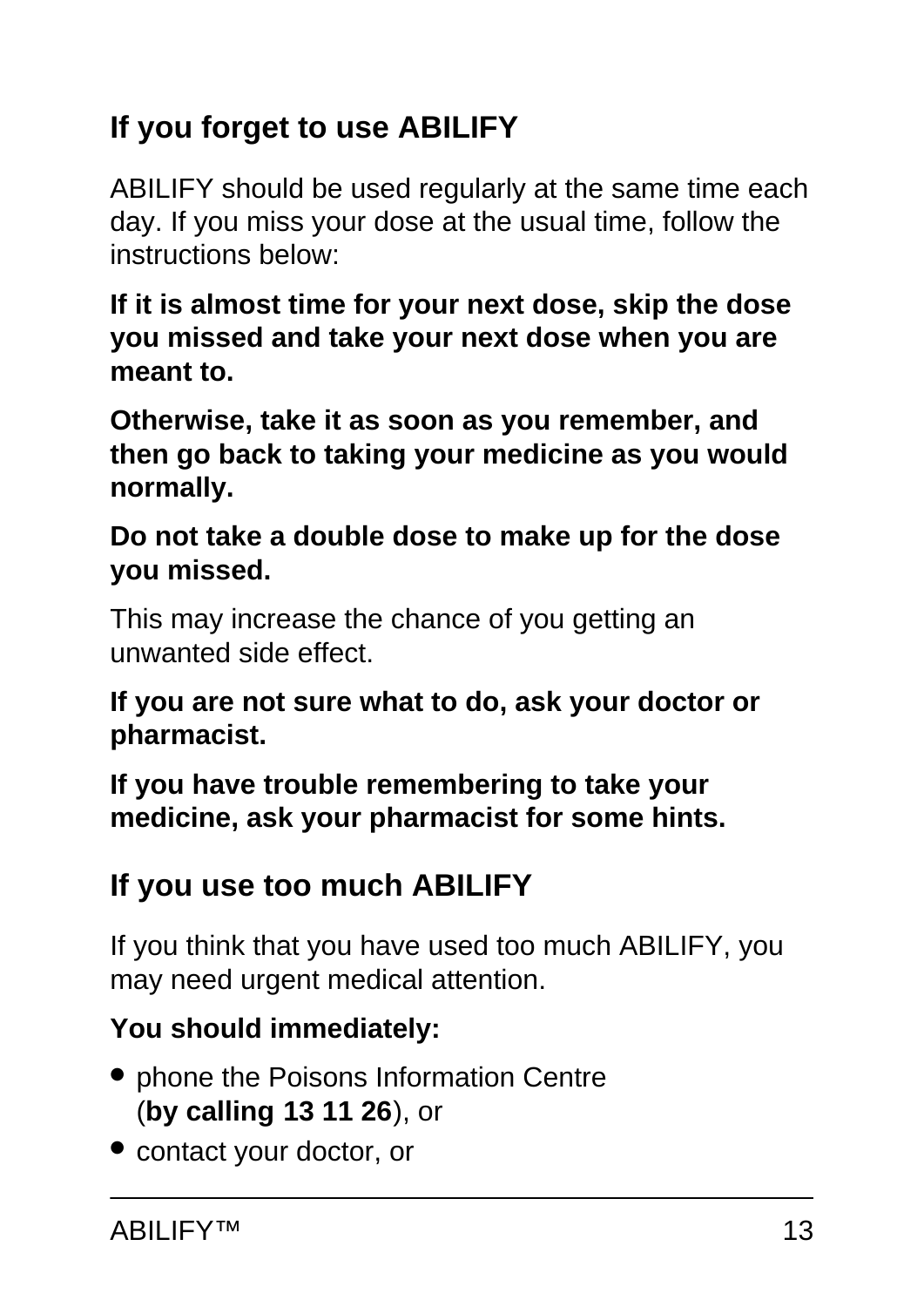## If you forget to use ABILIFY

ABILIFY should be used regularly at the same time each day. If you miss your dose at the usual time, follow the instructions below:

**If it is almost time for your next dose, skip the dose you missed and take your next dose when you are meant to.**

**Otherwise, take it as soon as you remember, and then go back to taking your medicine as you would normally.**

**Do not take a double dose to make up for the dose you missed.**

This may increase the chance of you getting an unwanted side effect.

**If you are not sure what to do, ask your doctor or pharmacist.**

**If you have trouble remembering to take your medicine, ask your pharmacist for some hints.**

## If you use too much ABILIFY

If you think that you have used too much ABILIFY, you may need urgent medical attention.

**You should immediately:**

- phone the Poisons Information Centre (**by calling 13 11 26**), or
- contact your doctor, or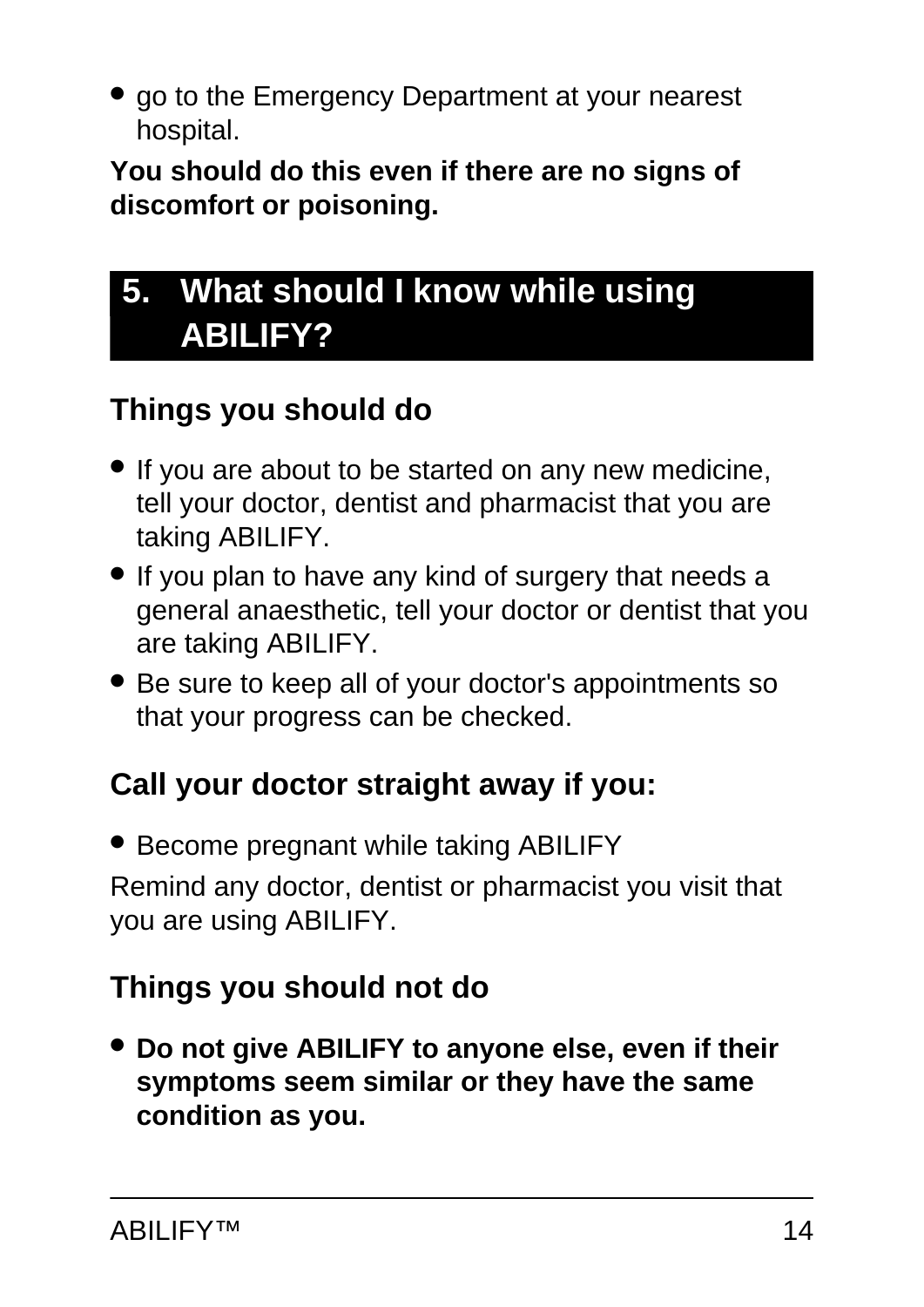- go to the Emergency Department at your nearest hospital.

**You should do this even if there are no signs of discomfort or poisoning.**

## 5. What should I know while using ABILIFY?

### Things you should do

- If you are about to be started on any new medicine, tell your doctor, dentist and pharmacist that you are taking ABILIFY.
- If you plan to have any kind of surgery that needs a general anaesthetic, tell your doctor or dentist that you are taking ABILIFY.
- Be sure to keep all of your doctor's appointments so that your progress can be checked.

### Call your doctor straight away if you:

- Become pregnant while taking ABILIFY

Remind any doctor, dentist or pharmacist you visit that you are using ABILIFY.

### Things you should not do

- **Do not give ABILIFY to anyone else, even if their symptoms seem similar or they have the same condition as you.**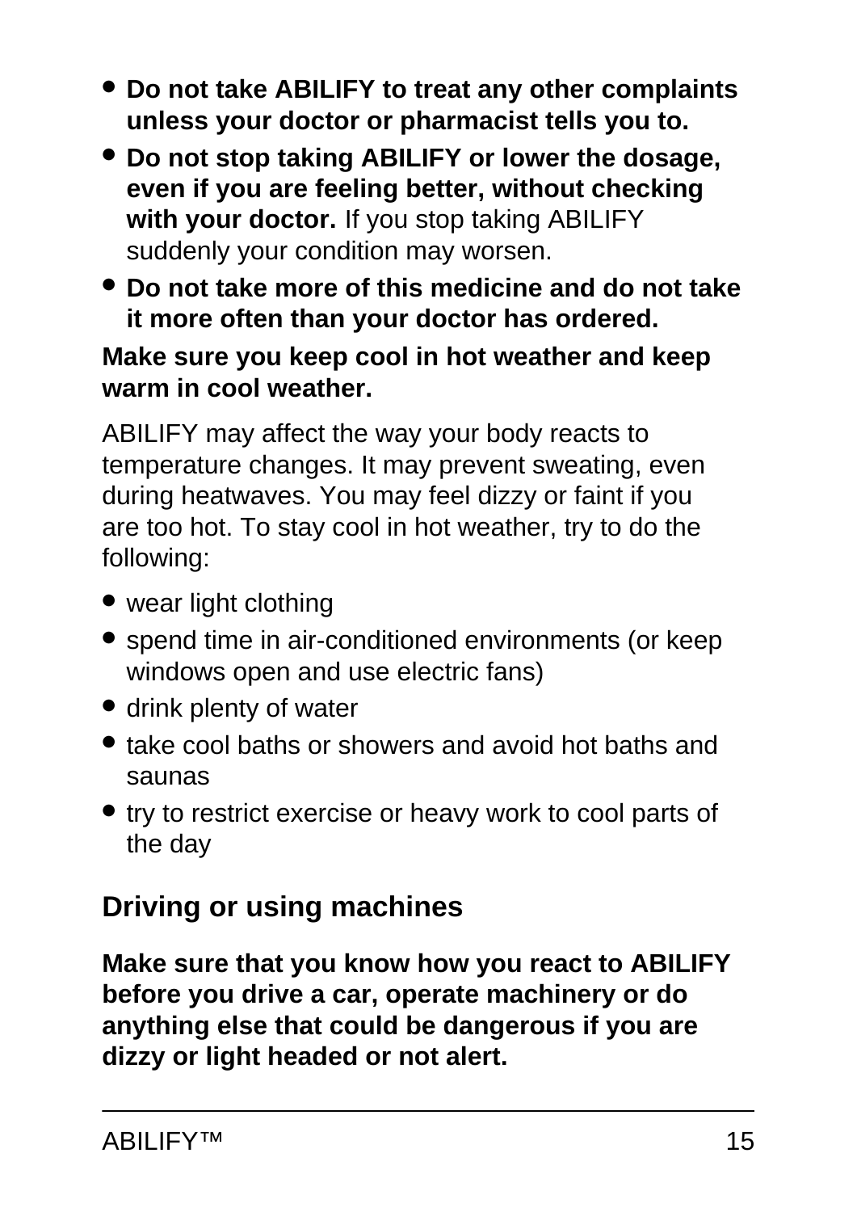- **Do not take ABILIFY to treat any other complaints unless your doctor or pharmacist tells you to.**
- **Do not stop taking ABILIFY or lower the dosage, even if you are feeling better, without checking with your doctor.** If you stop taking ABILIFY suddenly your condition may worsen.
- **Do not take more of this medicine and do not take it more often than your doctor has ordered.**

**Make sure you keep cool in hot weather and keep warm in cool weather.**

ABILIFY may affect the way your body reacts to temperature changes. It may prevent sweating, even during heatwaves. You may feel dizzy or faint if you are too hot. To stay cool in hot weather, try to do the following:

- wear light clothing
- spend time in air-conditioned environments (or keep windows open and use electric fans)
- drink plenty of water
- take cool baths or showers and avoid hot baths and saunas
- try to restrict exercise or heavy work to cool parts of the day

## Driving or using machines

**Make sure that you know how you react to ABILIFY before you drive a car, operate machinery or do anything else that could be dangerous if you are dizzy or light headed or not alert.**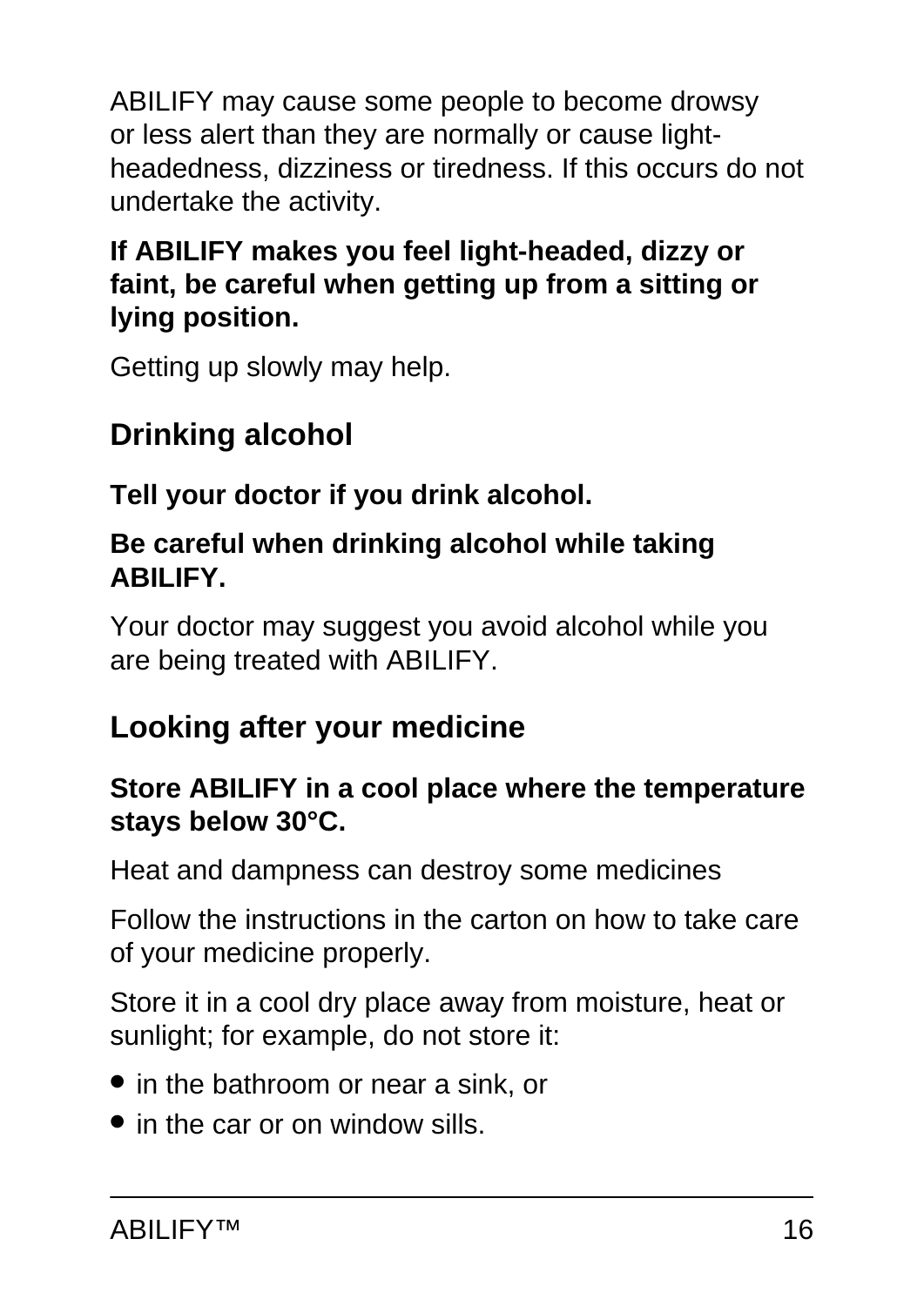ABILIFY may cause some people to become drowsy or less alert than they are normally or cause light-headedness, dizziness or tiredness. If this occurs do not undertake the activity.

**If ABILIFY makes you feel light-headed, dizzy or faint, be careful when getting up from a sitting or lying position.**

Getting up slowly may help.

## Drinking alcohol

**Tell your doctor if you drink alcohol.**

**Be careful when drinking alcohol while taking ABILIFY.**

Your doctor may suggest you avoid alcohol while you are being treated with ABILIFY.

## Looking after your medicine

**Store ABILIFY in a cool place where the temperature stays below 30°C.**

Heat and dampness can destroy some medicines

Follow the instructions in the carton on how to take care of your medicine properly.

Store it in a cool dry place away from moisture, heat or sunlight; for example, do not store it:

- in the bathroom or near a sink, or
- in the car or on window sills.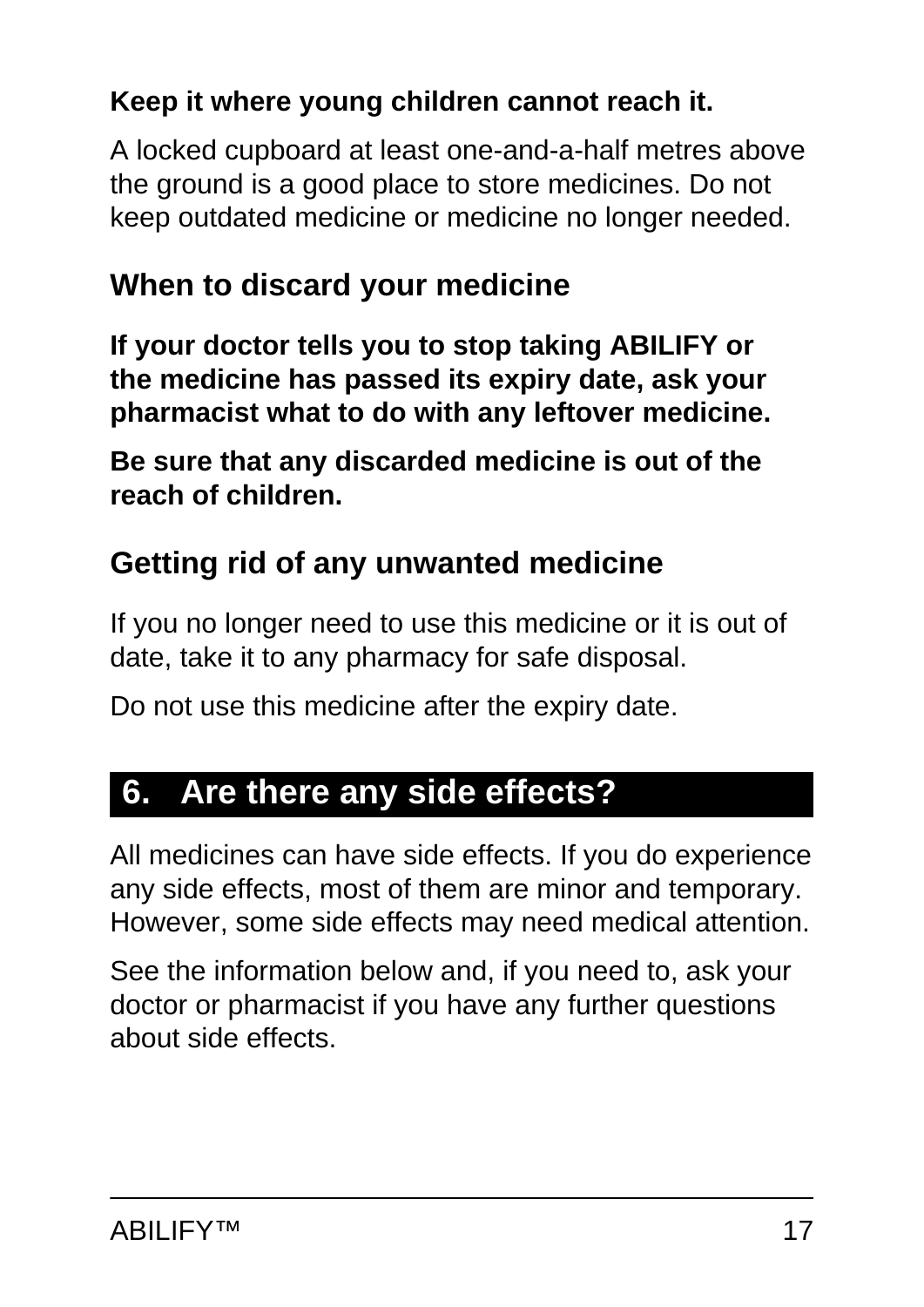**Keep it where young children cannot reach it.**

A locked cupboard at least one-and-a-half metres above the ground is a good place to store medicines. Do not keep outdated medicine or medicine no longer needed.

### When to discard your medicine

**If your doctor tells you to stop taking ABILIFY or the medicine has passed its expiry date, ask your pharmacist what to do with any leftover medicine.**

**Be sure that any discarded medicine is out of the reach of children.**

### Getting rid of any unwanted medicine

If you no longer need to use this medicine or it is out of date, take it to any pharmacy for safe disposal.

Do not use this medicine after the expiry date.

## 6. Are there any side effects?

All medicines can have side effects. If you do experience any side effects, most of them are minor and temporary. However, some side effects may need medical attention.

See the information below and, if you need to, ask your doctor or pharmacist if you have any further questions about side effects.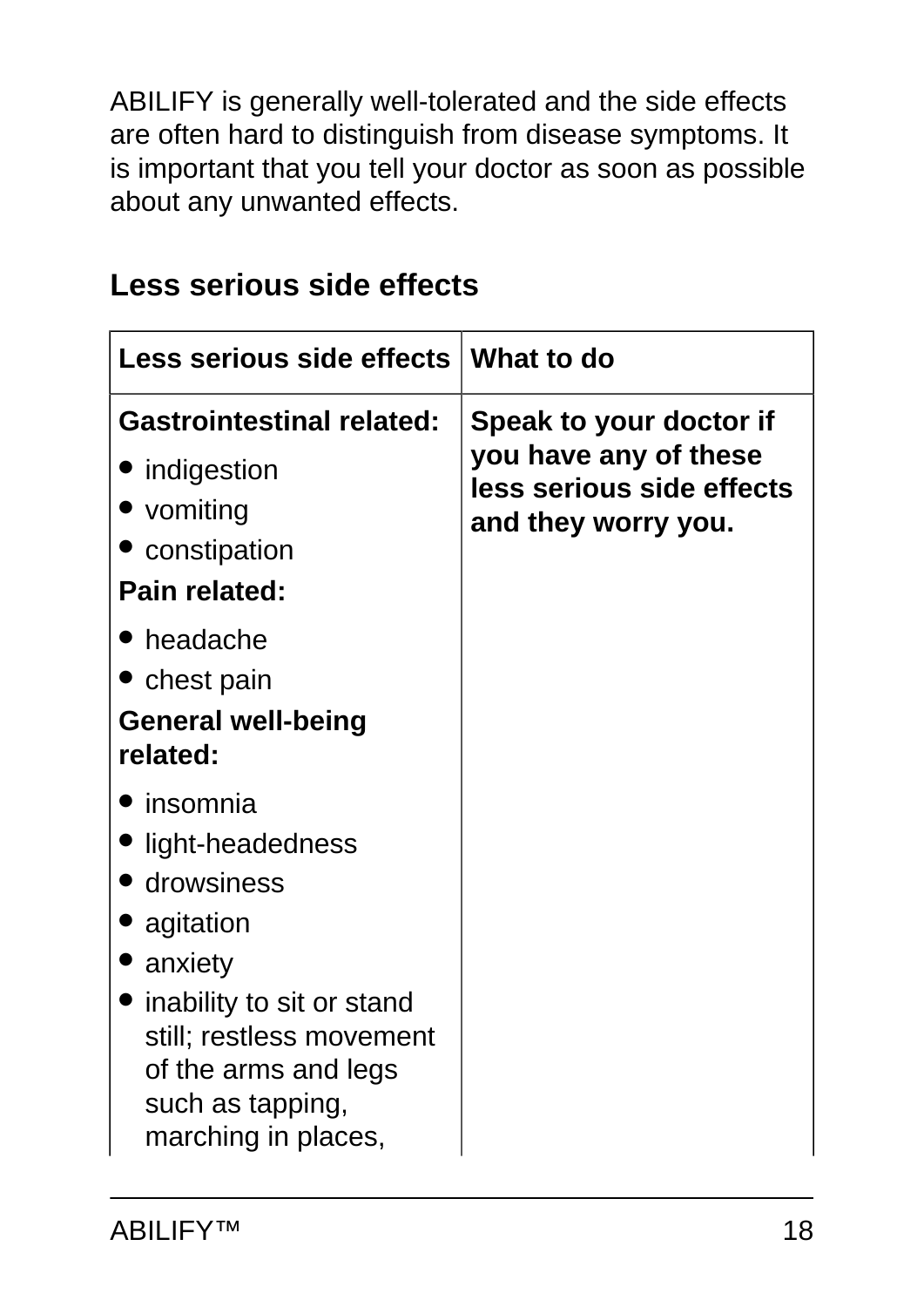ABILIFY is generally well-tolerated and the side effects are often hard to distinguish from disease symptoms. It is important that you tell your doctor as soon as possible about any unwanted effects.

## Less serious side effects

| Less serious side effects | What to do |
| --- | --- |
| **Gastrointestinal related:**<br>• indigestion<br>• vomiting<br>• constipation<br>**Pain related:**<br>• headache<br>• chest pain<br>**General well-being related:**<br>• insomnia<br>• light-headedness<br>• drowsiness<br>• agitation<br>• anxiety<br>• inability to sit or stand still; restless movement of the arms and legs such as tapping, marching in places, | **Speak to your doctor if you have any of these less serious side effects and they worry you.** |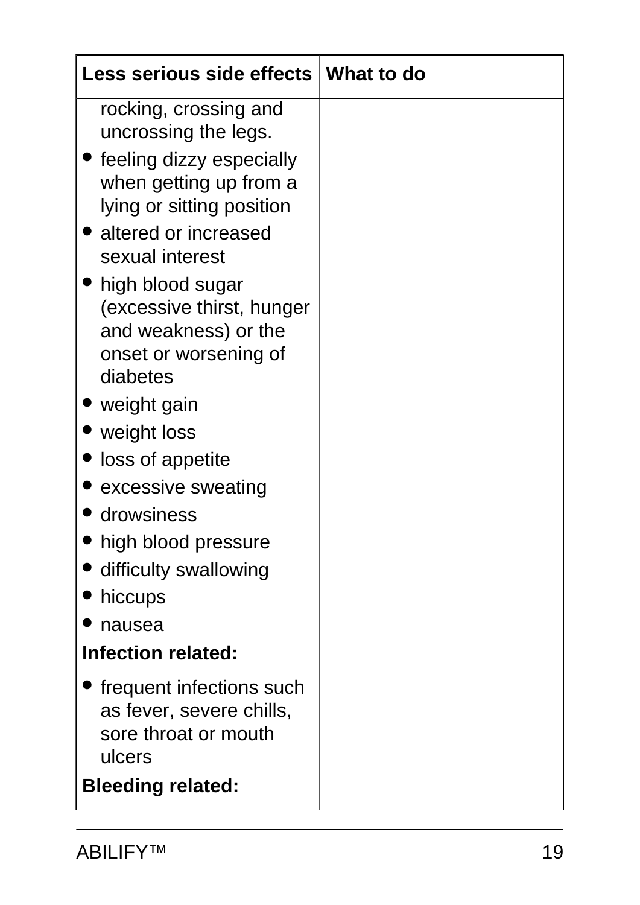| Less serious side effects | What to do |
| --- | --- |
| rocking, crossing and uncrossing the legs.<br>• feeling dizzy especially when getting up from a lying or sitting position<br>• altered or increased sexual interest<br>• high blood sugar (excessive thirst, hunger and weakness) or the onset or worsening of diabetes<br>• weight gain<br>• weight loss<br>• loss of appetite<br>• excessive sweating<br>• drowsiness<br>• high blood pressure<br>• difficulty swallowing<br>• hiccups<br>• nausea<br>**Infection related:**<br>• frequent infections such as fever, severe chills, sore throat or mouth ulcers<br>**Bleeding related:** | |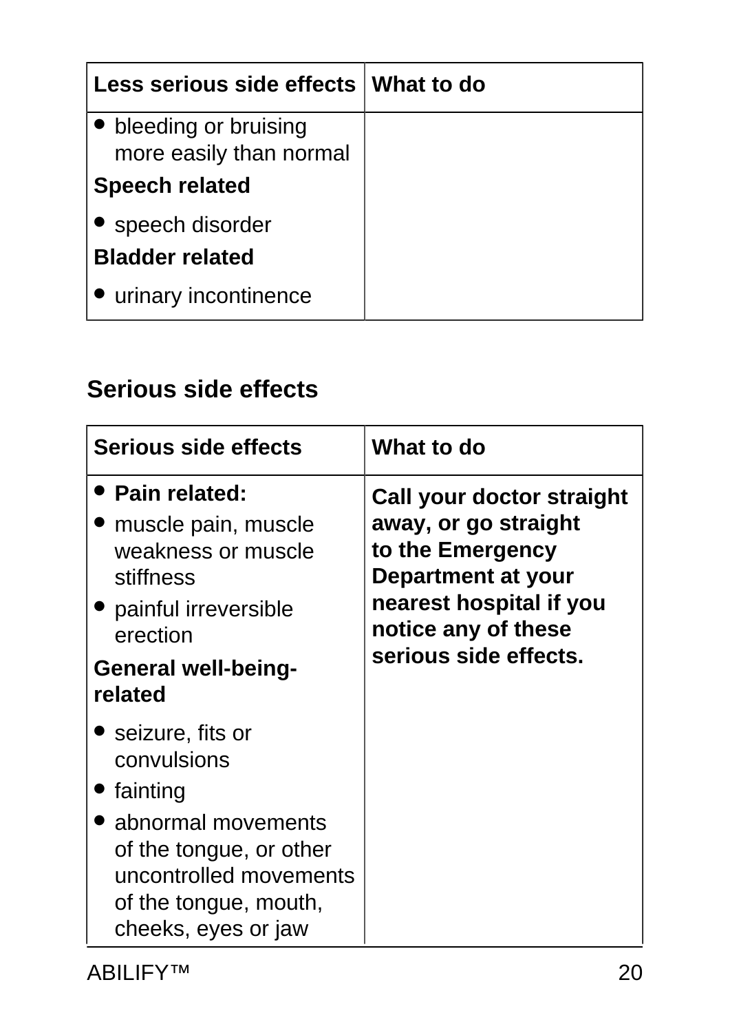| Less serious side effects | What to do |
| --- | --- |
| • bleeding or bruising more easily than normal<br>**Speech related**<br>• speech disorder<br>**Bladder related**<br>• urinary incontinence | |

## Serious side effects

| Serious side effects | What to do |
| --- | --- |
| • **Pain related:**<br>• muscle pain, muscle weakness or muscle stiffness<br>• painful irreversible erection<br>**General well-being-related**<br>• seizure, fits or convulsions<br>• fainting<br>• abnormal movements of the tongue, or other uncontrolled movements of the tongue, mouth, cheeks, eyes or jaw | **Call your doctor straight away, or go straight to the Emergency Department at your nearest hospital if you notice any of these serious side effects.** |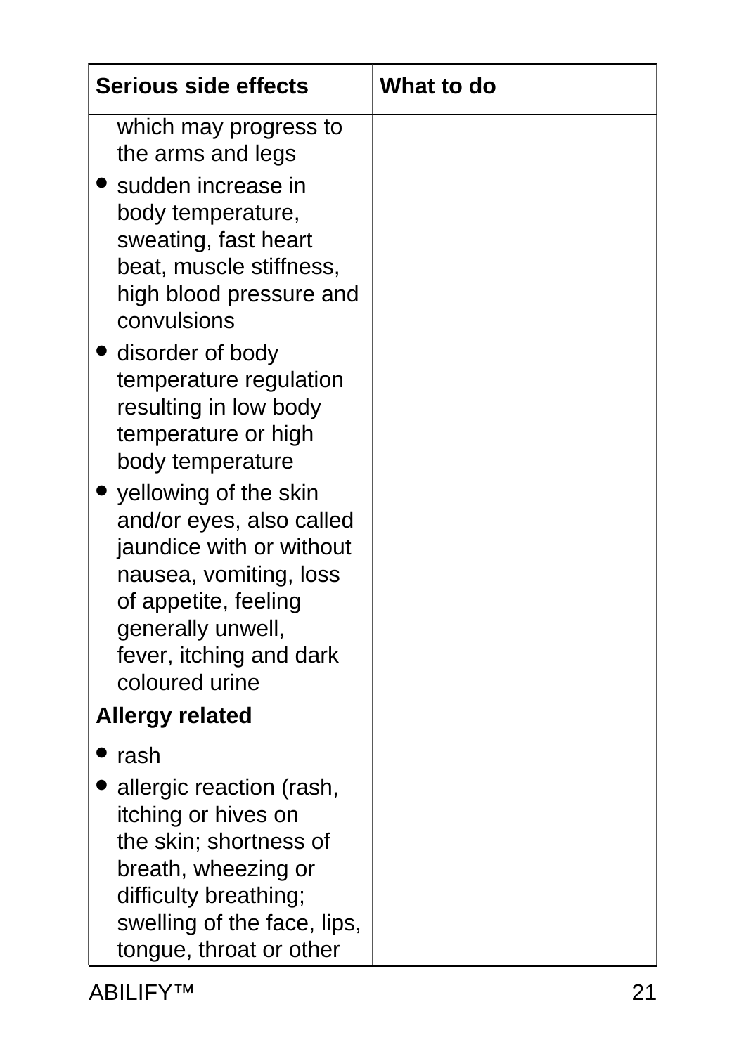| Serious side effects | What to do |
|---|---|
| which may progress to the arms and legs<br>• sudden increase in body temperature, sweating, fast heart beat, muscle stiffness, high blood pressure and convulsions<br>• disorder of body temperature regulation resulting in low body temperature or high body temperature<br>• yellowing of the skin and/or eyes, also called jaundice with or without nausea, vomiting, loss of appetite, feeling generally unwell, fever, itching and dark coloured urine<br>**Allergy related**<br>• rash<br>• allergic reaction (rash, itching or hives on the skin; shortness of breath, wheezing or difficulty breathing; swelling of the face, lips, tongue, throat or other | |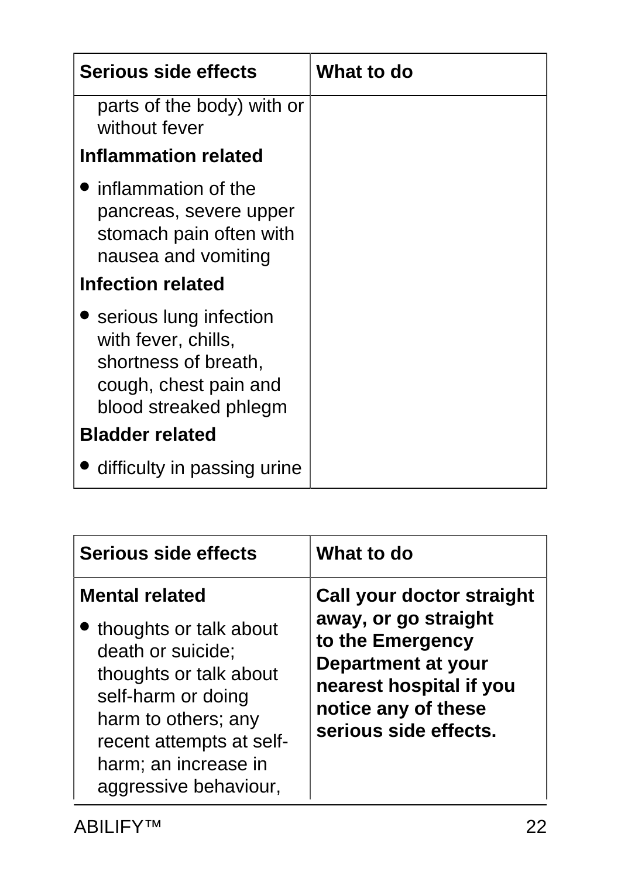| Serious side effects | What to do |
| --- | --- |
| parts of the body) with or without fever<br>**Inflammation related**<br>• inflammation of the pancreas, severe upper stomach pain often with nausea and vomiting<br>**Infection related**<br>• serious lung infection with fever, chills, shortness of breath, cough, chest pain and blood streaked phlegm<br>**Bladder related**<br>• difficulty in passing urine | |

| Serious side effects | What to do |
| --- | --- |
| **Mental related**<br>• thoughts or talk about death or suicide; thoughts or talk about self-harm or doing harm to others; any recent attempts at self-harm; an increase in aggressive behaviour, | **Call your doctor straight away, or go straight to the Emergency Department at your nearest hospital if you notice any of these serious side effects.** |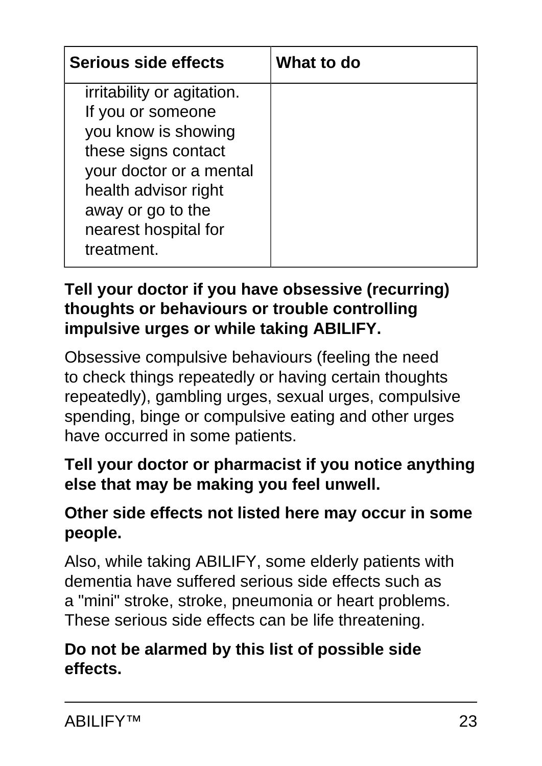| Serious side effects | What to do |
|---|---|
| irritability or agitation. If you or someone you know is showing these signs contact your doctor or a mental health advisor right away or go to the nearest hospital for treatment. | |

**Tell your doctor if you have obsessive (recurring) thoughts or behaviours or trouble controlling impulsive urges or while taking ABILIFY.**

Obsessive compulsive behaviours (feeling the need to check things repeatedly or having certain thoughts repeatedly), gambling urges, sexual urges, compulsive spending, binge or compulsive eating and other urges have occurred in some patients.

**Tell your doctor or pharmacist if you notice anything else that may be making you feel unwell.**

**Other side effects not listed here may occur in some people.**

Also, while taking ABILIFY, some elderly patients with dementia have suffered serious side effects such as a "mini" stroke, stroke, pneumonia or heart problems. These serious side effects can be life threatening.

**Do not be alarmed by this list of possible side effects.**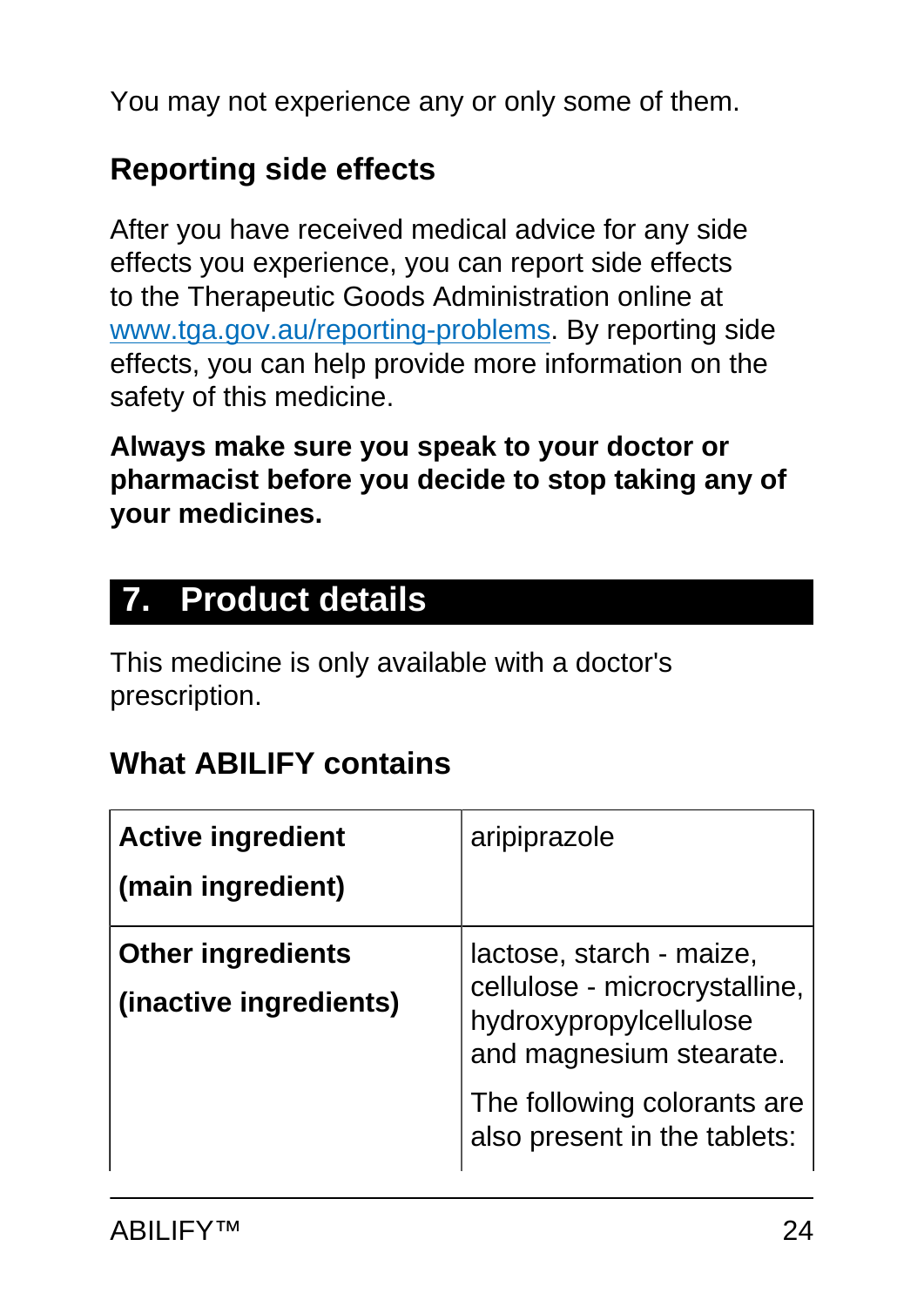You may not experience any or only some of them.

### Reporting side effects

After you have received medical advice for any side effects you experience, you can report side effects to the Therapeutic Goods Administration online at www.tga.gov.au/reporting-problems. By reporting side effects, you can help provide more information on the safety of this medicine.

**Always make sure you speak to your doctor or pharmacist before you decide to stop taking any of your medicines.**

## 7. Product details

This medicine is only available with a doctor's prescription.

### What ABILIFY contains

| | |
|---|---|
| **Active ingredient (main ingredient)** | aripiprazole |
| **Other ingredients (inactive ingredients)** | lactose, starch - maize, cellulose - microcrystalline, hydroxypropylcellulose and magnesium stearate. The following colorants are also present in the tablets: |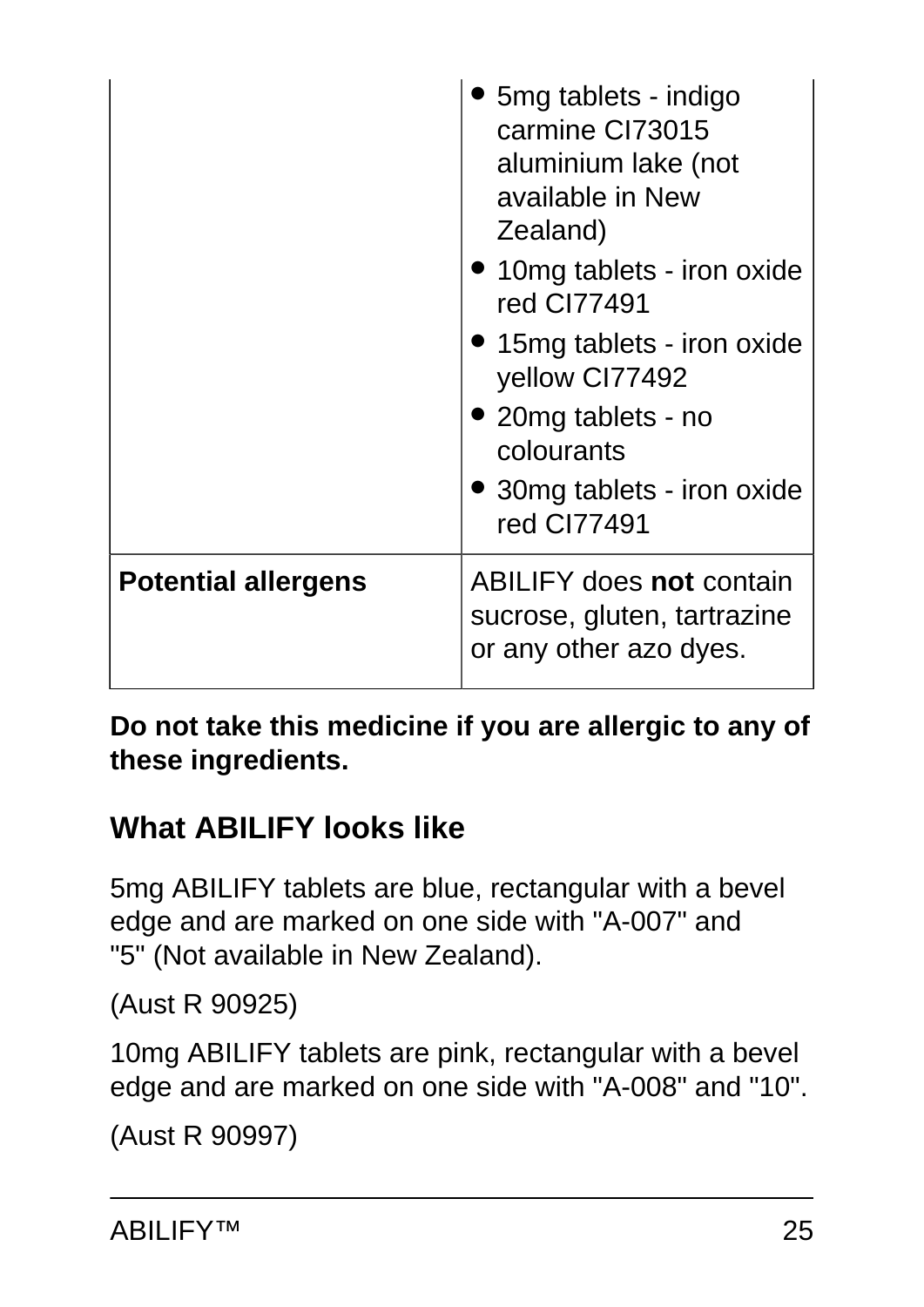|  |  |
| --- | --- |
|  | • 5mg tablets - indigo carmine CI73015 aluminium lake (not available in New Zealand)<br>• 10mg tablets - iron oxide red CI77491<br>• 15mg tablets - iron oxide yellow CI77492<br>• 20mg tablets - no colourants<br>• 30mg tablets - iron oxide red CI77491 |
| **Potential allergens** | ABILIFY does **not** contain sucrose, gluten, tartrazine or any other azo dyes. |

**Do not take this medicine if you are allergic to any of these ingredients.**

## What ABILIFY looks like

5mg ABILIFY tablets are blue, rectangular with a bevel edge and are marked on one side with "A-007" and "5" (Not available in New Zealand).

(Aust R 90925)

10mg ABILIFY tablets are pink, rectangular with a bevel edge and are marked on one side with "A-008" and "10".

(Aust R 90997)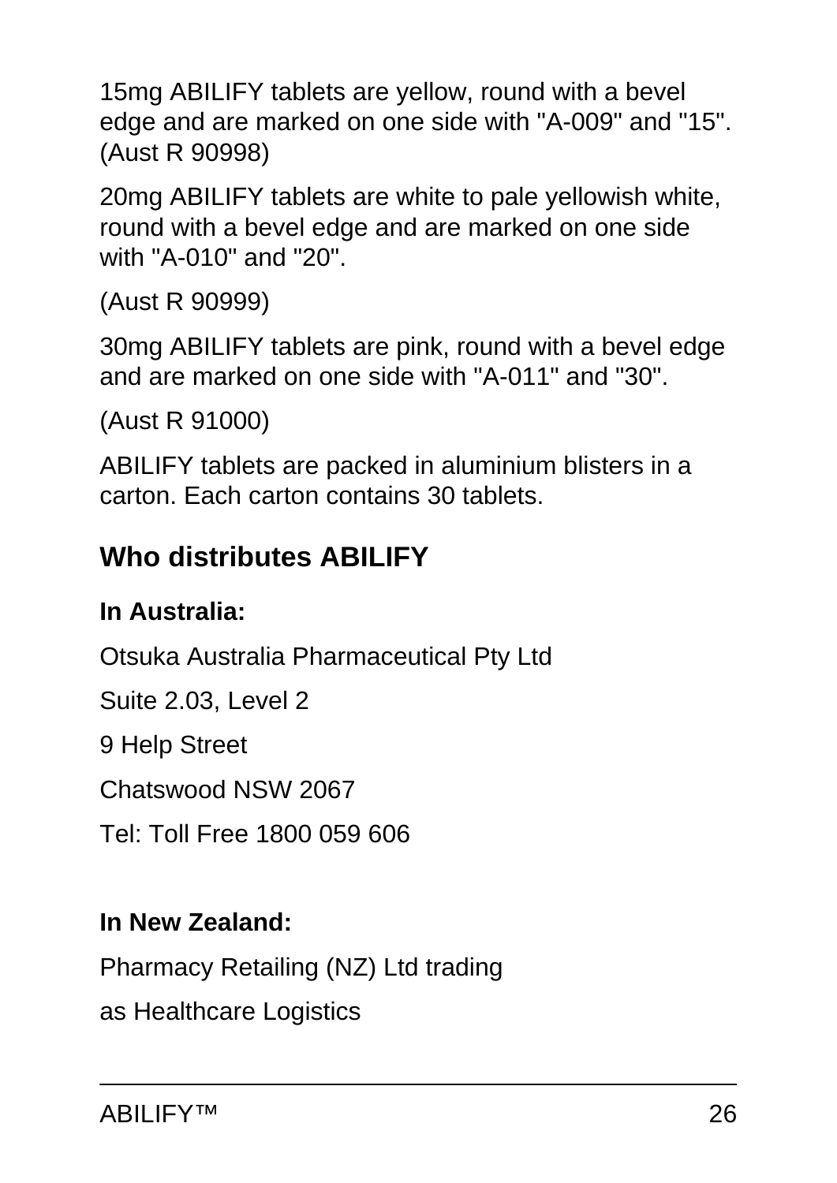15mg ABILIFY tablets are yellow, round with a bevel edge and are marked on one side with "A-009" and "15". (Aust R 90998)

20mg ABILIFY tablets are white to pale yellowish white, round with a bevel edge and are marked on one side with "A-010" and "20".

(Aust R 90999)

30mg ABILIFY tablets are pink, round with a bevel edge and are marked on one side with "A-011" and "30".

(Aust R 91000)

ABILIFY tablets are packed in aluminium blisters in a carton. Each carton contains 30 tablets.

## Who distributes ABILIFY

**In Australia:**

Otsuka Australia Pharmaceutical Pty Ltd

Suite 2.03, Level 2

9 Help Street

Chatswood NSW 2067

Tel: Toll Free 1800 059 606

**In New Zealand:**

Pharmacy Retailing (NZ) Ltd trading

as Healthcare Logistics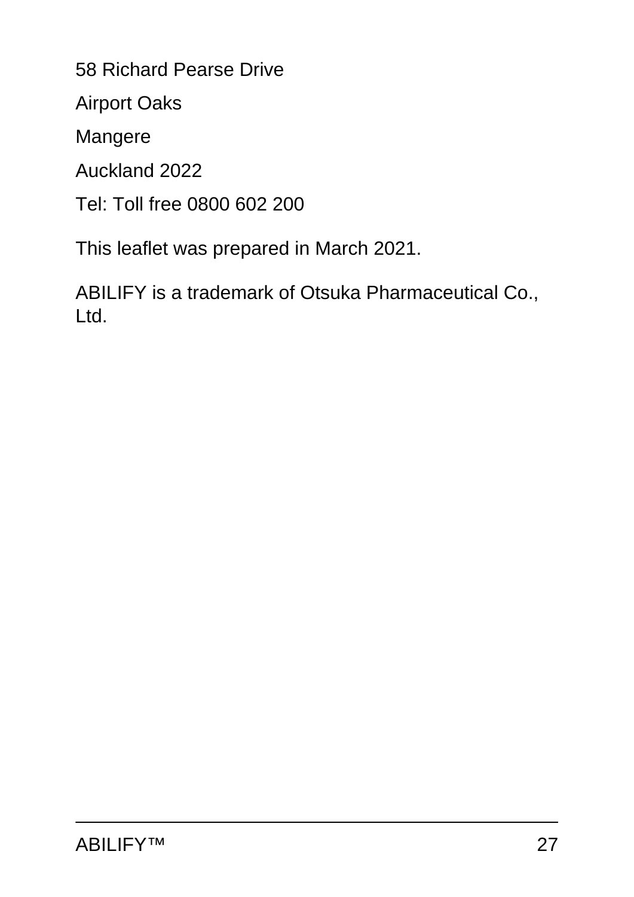58 Richard Pearse Drive

Airport Oaks

Mangere

Auckland 2022

Tel: Toll free 0800 602 200

This leaflet was prepared in March 2021.

ABILIFY is a trademark of Otsuka Pharmaceutical Co., Ltd.